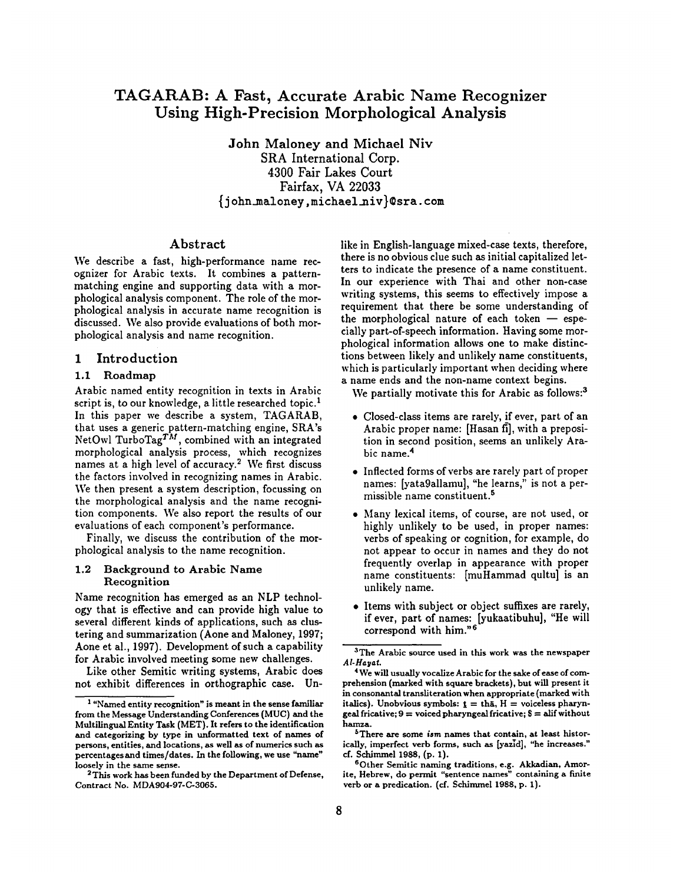# TAGARAB: A Fast, Accurate Arabic Name Recognizer Using High-Precision Morphological Analysis

**John Maloney and Michael Niv**
SRA International Corp.
4300 Fair Lakes Court
Fairfax, VA 22033
{john_maloney,michael_niv}@sra.com

## Abstract

We describe a fast, high-performance name recognizer for Arabic texts. It combines a pattern-matching engine and supporting data with a morphological analysis component. The role of the morphological analysis in accurate name recognition is discussed. We also provide evaluations of both morphological analysis and name recognition.

## 1 Introduction

### 1.1 Roadmap

Arabic named entity recognition in texts in Arabic script is, to our knowledge, a little researched topic.[1] In this paper we describe a system, TAGARAB, that uses a generic pattern-matching engine, SRA's NetOwl TurboTag$^{TM}$, combined with an integrated morphological analysis process, which recognizes names at a high level of accuracy.[2] We first discuss the factors involved in recognizing names in Arabic. We then present a system description, focussing on the morphological analysis and the name recognition components. We also report the results of our evaluations of each component's performance.

Finally, we discuss the contribution of the morphological analysis to the name recognition.

### 1.2 Background to Arabic Name Recognition

Name recognition has emerged as an NLP technology that is effective and can provide high value to several different kinds of applications, such as clustering and summarization (Aone and Maloney, 1997; Aone et al., 1997). Development of such a capability for Arabic involved meeting some new challenges.

Like other Semitic writing systems, Arabic does not exhibit differences in orthographic case. Unlike in English-language mixed-case texts, therefore, there is no obvious clue such as initial capitalized letters to indicate the presence of a name constituent. In our experience with Thai and other non-case writing systems, this seems to effectively impose a requirement that there be some understanding of the morphological nature of each token — especially part-of-speech information. Having some morphological information allows one to make distinctions between likely and unlikely name constituents, which is particularly important when deciding where a name ends and the non-name context begins.

We partially motivate this for Arabic as follows:[3]

- Closed-class items are rarely, if ever, part of an Arabic proper name: [Hasan fī], with a preposition in second position, seems an unlikely Arabic name.[4]
- Inflected forms of verbs are rarely part of proper names: [yata9allamu], "he learns," is not a permissible name constituent.[5]
- Many lexical items, of course, are not used, or highly unlikely to be used, in proper names: verbs of speaking or cognition, for example, do not appear to occur in names and they do not frequently overlap in appearance with proper name constituents: [muHammad qultu] is an unlikely name.
- Items with subject or object suffixes are rarely, if ever, part of names: [yukaatibuhu], "He will correspond with him."[6]

---

[1] "Named entity recognition" is meant in the sense familiar from the Message Understanding Conferences (MUC) and the Multilingual Entity Task (MET). It refers to the identification and categorizing by type in unformatted text of names of persons, entities, and locations, as well as of numerics such as percentages and times/dates. In the following, we use "name" loosely in the same sense.

[2] This work has been funded by the Department of Defense, Contract No. MDA904-97-C-3065.

[3] The Arabic source used in this work was the newspaper *Al-Hayat*.

[4] We will usually vocalize Arabic for the sake of ease of comprehension (marked with square brackets), but will present it in consonantal transliteration when appropriate (marked with italics). Unobvious symbols: ṯ = thā, H = voiceless pharyngeal fricative; 9 = voiced pharyngeal fricative; $ = alif without hamza.

[5] There are some *ism* names that contain, at least historically, imperfect verb forms, such as [yazīd], "he increases." cf. Schimmel 1988, (p. 1).

[6] Other Semitic naming traditions, e.g. Akkadian, Amorite, Hebrew, do permit "sentence names" containing a finite verb or a predication. (cf. Schimmel 1988, p. 1).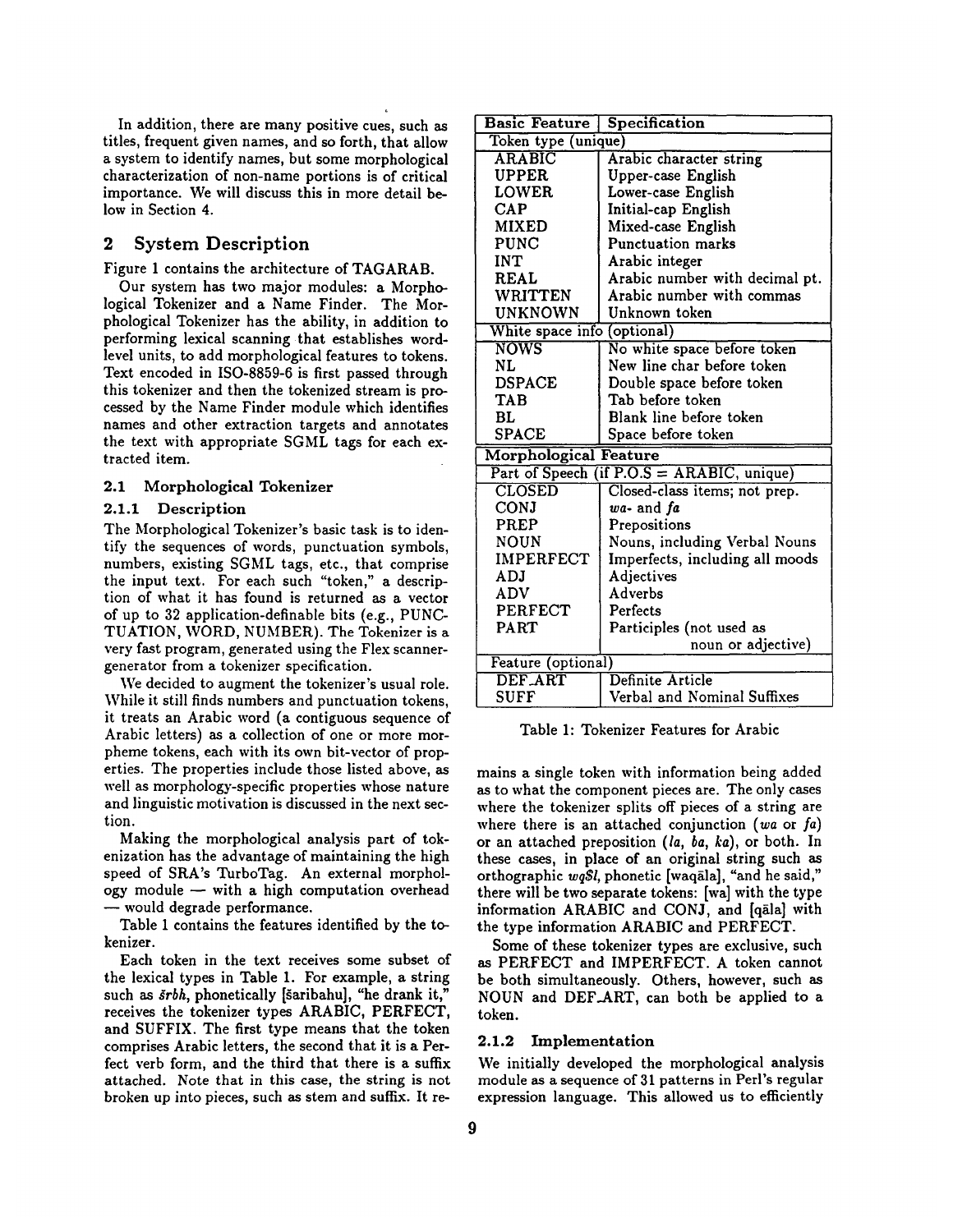In addition, there are many positive cues, such as titles, frequent given names, and so forth, that allow a system to identify names, but some morphological characterization of non-name portions is of critical importance. We will discuss this in more detail below in Section 4.

## 2 System Description

Figure 1 contains the architecture of TAGARAB.

Our system has two major modules: a Morphological Tokenizer and a Name Finder. The Morphological Tokenizer has the ability, in addition to performing lexical scanning that establishes word-level units, to add morphological features to tokens. Text encoded in ISO-8859-6 is first passed through this tokenizer and then the tokenized stream is processed by the Name Finder module which identifies names and other extraction targets and annotates the text with appropriate SGML tags for each extracted item.

### 2.1 Morphological Tokenizer

#### 2.1.1 Description

The Morphological Tokenizer's basic task is to identify the sequences of words, punctuation symbols, numbers, existing SGML tags, etc., that comprise the input text. For each such "token," a description of what it has found is returned as a vector of up to 32 application-definable bits (e.g., PUNCTUATION, WORD, NUMBER). The Tokenizer is a very fast program, generated using the Flex scanner-generator from a tokenizer specification.

We decided to augment the tokenizer's usual role. While it still finds numbers and punctuation tokens, it treats an Arabic word (a contiguous sequence of Arabic letters) as a collection of one or more morpheme tokens, each with its own bit-vector of properties. The properties include those listed above, as well as morphology-specific properties whose nature and linguistic motivation is discussed in the next section.

Making the morphological analysis part of tokenization has the advantage of maintaining the high speed of SRA's TurboTag. An external morphology module — with a high computation overhead — would degrade performance.

Table 1 contains the features identified by the tokenizer.

Each token in the text receives some subset of the lexical types in Table 1. For example, a string such as *šrbh*, phonetically [šaribahu], "he drank it," receives the tokenizer types ARABIC, PERFECT, and SUFFIX. The first type means that the token comprises Arabic letters, the second that it is a Perfect verb form, and the third that there is a suffix attached. Note that in this case, the string is not broken up into pieces, such as stem and suffix. It remains a single token with information being added as to what the component pieces are. The only cases where the tokenizer splits off pieces of a string are where there is an attached conjunction (*wa* or *fa*) or an attached preposition (*la*, *ba*, *ka*), or both. In these cases, in place of an original string such as orthographic *wq$l*, phonetic [waqāla], "and he said," there will be two separate tokens: [wa] with the type information ARABIC and CONJ, and [qāla] with the type information ARABIC and PERFECT.

Some of these tokenizer types are exclusive, such as PERFECT and IMPERFECT. A token cannot be both simultaneously. Others, however, such as NOUN and DEF_ART, can both be applied to a token.

| Basic Feature | Specification |
|---|---|
| Token type (unique) | |
| ARABIC | Arabic character string |
| UPPER | Upper-case English |
| LOWER | Lower-case English |
| CAP | Initial-cap English |
| MIXED | Mixed-case English |
| PUNC | Punctuation marks |
| INT | Arabic integer |
| REAL | Arabic number with decimal pt. |
| WRITTEN | Arabic number with commas |
| UNKNOWN | Unknown token |
| White space info (optional) | |
| NOWS | No white space before token |
| NL | New line char before token |
| DSPACE | Double space before token |
| TAB | Tab before token |
| BL | Blank line before token |
| SPACE | Space before token |
| **Morphological Feature** | |
| Part of Speech (if P.O.S = ARABIC, unique) | |
| CLOSED | Closed-class items; not prep. |
| CONJ | *wa-* and *fa* |
| PREP | Prepositions |
| NOUN | Nouns, including Verbal Nouns |
| IMPERFECT | Imperfects, including all moods |
| ADJ | Adjectives |
| ADV | Adverbs |
| PERFECT | Perfects |
| PART | Participles (not used as noun or adjective) |
| Feature (optional) | |
| DEF_ART | Definite Article |
| SUFF | Verbal and Nominal Suffixes |

Table 1: Tokenizer Features for Arabic

#### 2.1.2 Implementation

We initially developed the morphological analysis module as a sequence of 31 patterns in Perl's regular expression language. This allowed us to efficiently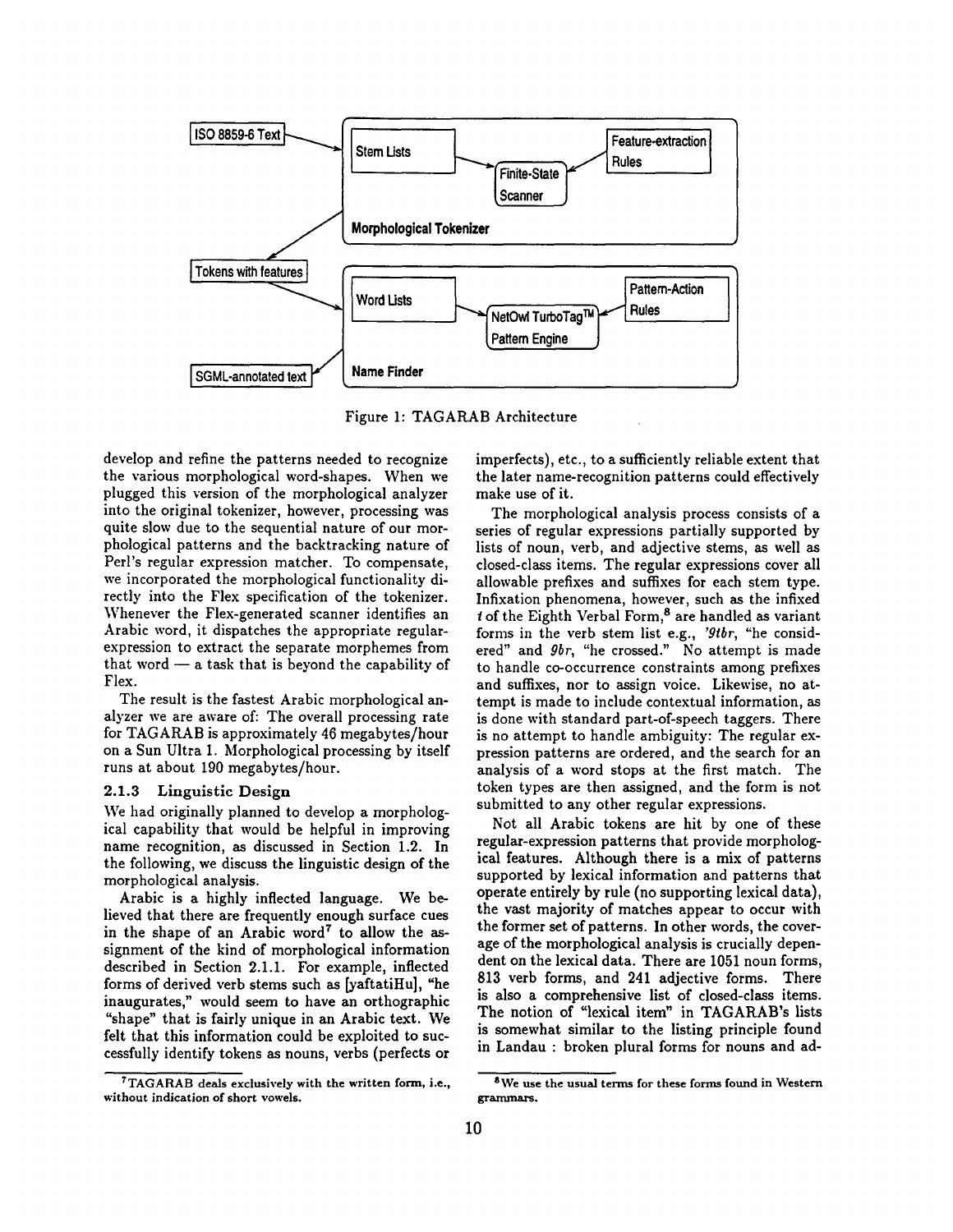Figure 1: TAGARAB Architecture

develop and refine the patterns needed to recognize the various morphological word-shapes. When we plugged this version of the morphological analyzer into the original tokenizer, however, processing was quite slow due to the sequential nature of our morphological patterns and the backtracking nature of Perl's regular expression matcher. To compensate, we incorporated the morphological functionality directly into the Flex specification of the tokenizer. Whenever the Flex-generated scanner identifies an Arabic word, it dispatches the appropriate regular-expression to extract the separate morphemes from that word — a task that is beyond the capability of Flex.

The result is the fastest Arabic morphological analyzer we are aware of: The overall processing rate for TAGARAB is approximately 46 megabytes/hour on a Sun Ultra 1. Morphological processing by itself runs at about 190 megabytes/hour.

### 2.1.3 Linguistic Design

We had originally planned to develop a morphological capability that would be helpful in improving name recognition, as discussed in Section 1.2. In the following, we discuss the linguistic design of the morphological analysis.

Arabic is a highly inflected language. We believed that there are frequently enough surface cues in the shape of an Arabic word[7] to allow the assignment of the kind of morphological information described in Section 2.1.1. For example, inflected forms of derived verb stems such as [yaftatiHu], "he inaugurates," would seem to have an orthographic "shape" that is fairly unique in an Arabic text. We felt that this information could be exploited to successfully identify tokens as nouns, verbs (perfects or imperfects), etc., to a sufficiently reliable extent that the later name-recognition patterns could effectively make use of it.

The morphological analysis process consists of a series of regular expressions partially supported by lists of noun, verb, and adjective stems, as well as closed-class items. The regular expressions cover all allowable prefixes and suffixes for each stem type. Infixation phenomena, however, such as the infixed *t* of the Eighth Verbal Form,[8] are handled as variant forms in the verb stem list e.g., *'9tbr*, "he considered" and *9br*, "he crossed." No attempt is made to handle co-occurrence constraints among prefixes and suffixes, nor to assign voice. Likewise, no attempt is made to include contextual information, as is done with standard part-of-speech taggers. There is no attempt to handle ambiguity: The regular expression patterns are ordered, and the search for an analysis of a word stops at the first match. The token types are then assigned, and the form is not submitted to any other regular expressions.

Not all Arabic tokens are hit by one of these regular-expression patterns that provide morphological features. Although there is a mix of patterns supported by lexical information and patterns that operate entirely by rule (no supporting lexical data), the vast majority of matches appear to occur with the former set of patterns. In other words, the coverage of the morphological analysis is crucially dependent on the lexical data. There are 1051 noun forms, 813 verb forms, and 241 adjective forms. There is also a comprehensive list of closed-class items. The notion of "lexical item" in TAGARAB's lists is somewhat similar to the listing principle found in Landau : broken plural forms for nouns and ad-

[7] TAGARAB deals exclusively with the written form, i.e., without indication of short vowels.

[8] We use the usual terms for these forms found in Western grammars.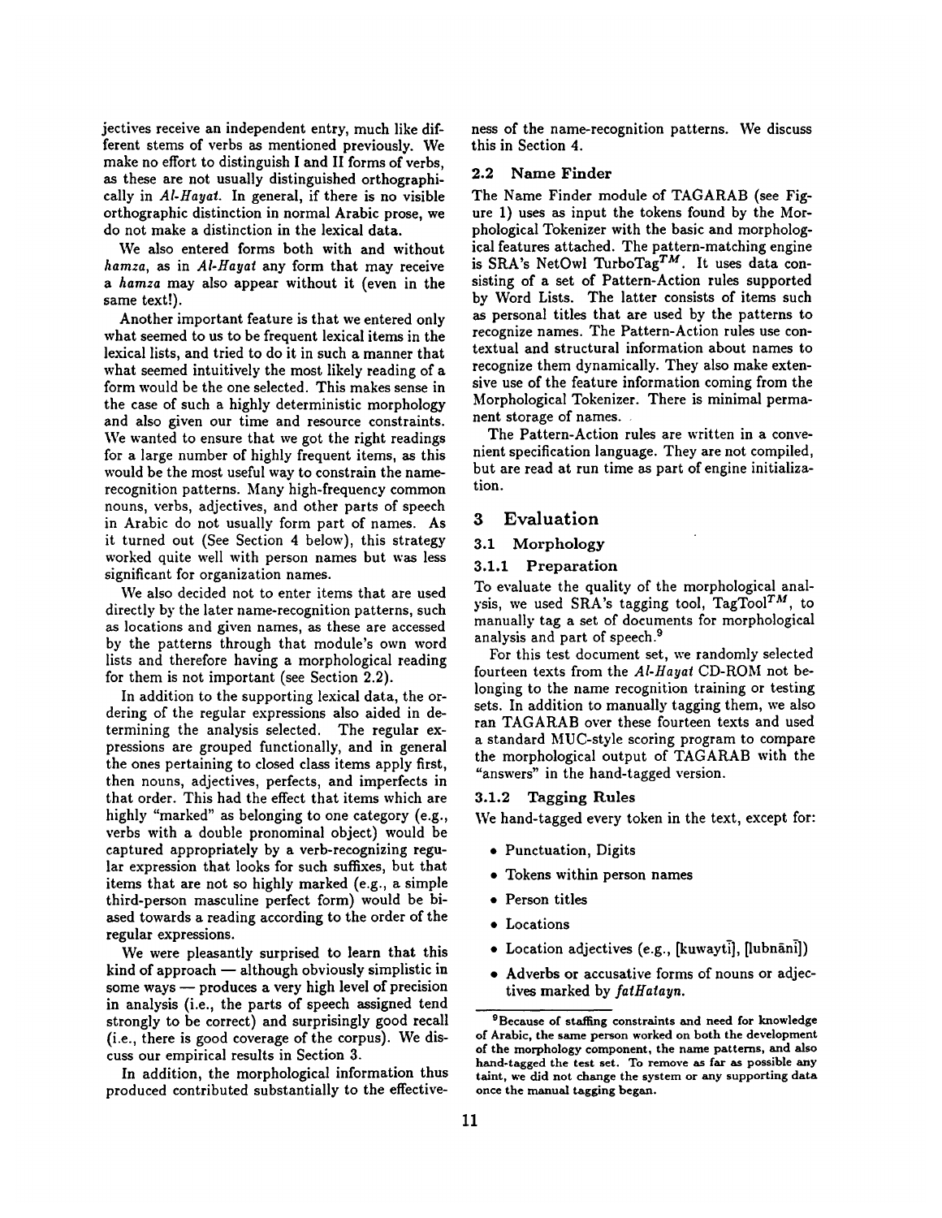jectives receive an independent entry, much like different stems of verbs as mentioned previously. We make no effort to distinguish I and II forms of verbs, as these are not usually distinguished orthographically in *Al-Hayat*. In general, if there is no visible orthographic distinction in normal Arabic prose, we do not make a distinction in the lexical data.

We also entered forms both with and without *hamza*, as in *Al-Hayat* any form that may receive a *hamza* may also appear without it (even in the same text!).

Another important feature is that we entered only what seemed to us to be frequent lexical items in the lexical lists, and tried to do it in such a manner that what seemed intuitively the most likely reading of a form would be the one selected. This makes sense in the case of such a highly deterministic morphology and also given our time and resource constraints. We wanted to ensure that we got the right readings for a large number of highly frequent items, as this would be the most useful way to constrain the name-recognition patterns. Many high-frequency common nouns, verbs, adjectives, and other parts of speech in Arabic do not usually form part of names. As it turned out (See Section 4 below), this strategy worked quite well with person names but was less significant for organization names.

We also decided not to enter items that are used directly by the later name-recognition patterns, such as locations and given names, as these are accessed by the patterns through that module's own word lists and therefore having a morphological reading for them is not important (see Section 2.2).

In addition to the supporting lexical data, the ordering of the regular expressions also aided in determining the analysis selected. The regular expressions are grouped functionally, and in general the ones pertaining to closed class items apply first, then nouns, adjectives, perfects, and imperfects in that order. This had the effect that items which are highly "marked" as belonging to one category (e.g., verbs with a double pronominal object) would be captured appropriately by a verb-recognizing regular expression that looks for such suffixes, but that items that are not so highly marked (e.g., a simple third-person masculine perfect form) would be biased towards a reading according to the order of the regular expressions.

We were pleasantly surprised to learn that this kind of approach — although obviously simplistic in some ways — produces a very high level of precision in analysis (i.e., the parts of speech assigned tend strongly to be correct) and surprisingly good recall (i.e., there is good coverage of the corpus). We discuss our empirical results in Section 3.

In addition, the morphological information thus produced contributed substantially to the effectiveness of the name-recognition patterns. We discuss this in Section 4.

### 2.2 Name Finder

The Name Finder module of TAGARAB (see Figure 1) uses as input the tokens found by the Morphological Tokenizer with the basic and morphological features attached. The pattern-matching engine is SRA's NetOwl TurboTag$^{TM}$. It uses data consisting of a set of Pattern-Action rules supported by Word Lists. The latter consists of items such as personal titles that are used by the patterns to recognize names. The Pattern-Action rules use contextual and structural information about names to recognize them dynamically. They also make extensive use of the feature information coming from the Morphological Tokenizer. There is minimal permanent storage of names.

The Pattern-Action rules are written in a convenient specification language. They are not compiled, but are read at run time as part of engine initialization.

## 3 Evaluation

### 3.1 Morphology

#### 3.1.1 Preparation

To evaluate the quality of the morphological analysis, we used SRA's tagging tool, TagTool$^{TM}$, to manually tag a set of documents for morphological analysis and part of speech.[9]

For this test document set, we randomly selected fourteen texts from the *Al-Hayat* CD-ROM not belonging to the name recognition training or testing sets. In addition to manually tagging them, we also ran TAGARAB over these fourteen texts and used a standard MUC-style scoring program to compare the morphological output of TAGARAB with the "answers" in the hand-tagged version.

#### 3.1.2 Tagging Rules

We hand-tagged every token in the text, except for:

- Punctuation, Digits
- Tokens within person names
- Person titles
- Locations
- Location adjectives (e.g., [kuwaytī], [lubnānī])
- Adverbs or accusative forms of nouns or adjectives marked by *fatHatayn*.

[9] Because of staffing constraints and need for knowledge of Arabic, the same person worked on both the development of the morphology component, the name patterns, and also hand-tagged the test set. To remove as far as possible any taint, we did not change the system or any supporting data once the manual tagging began.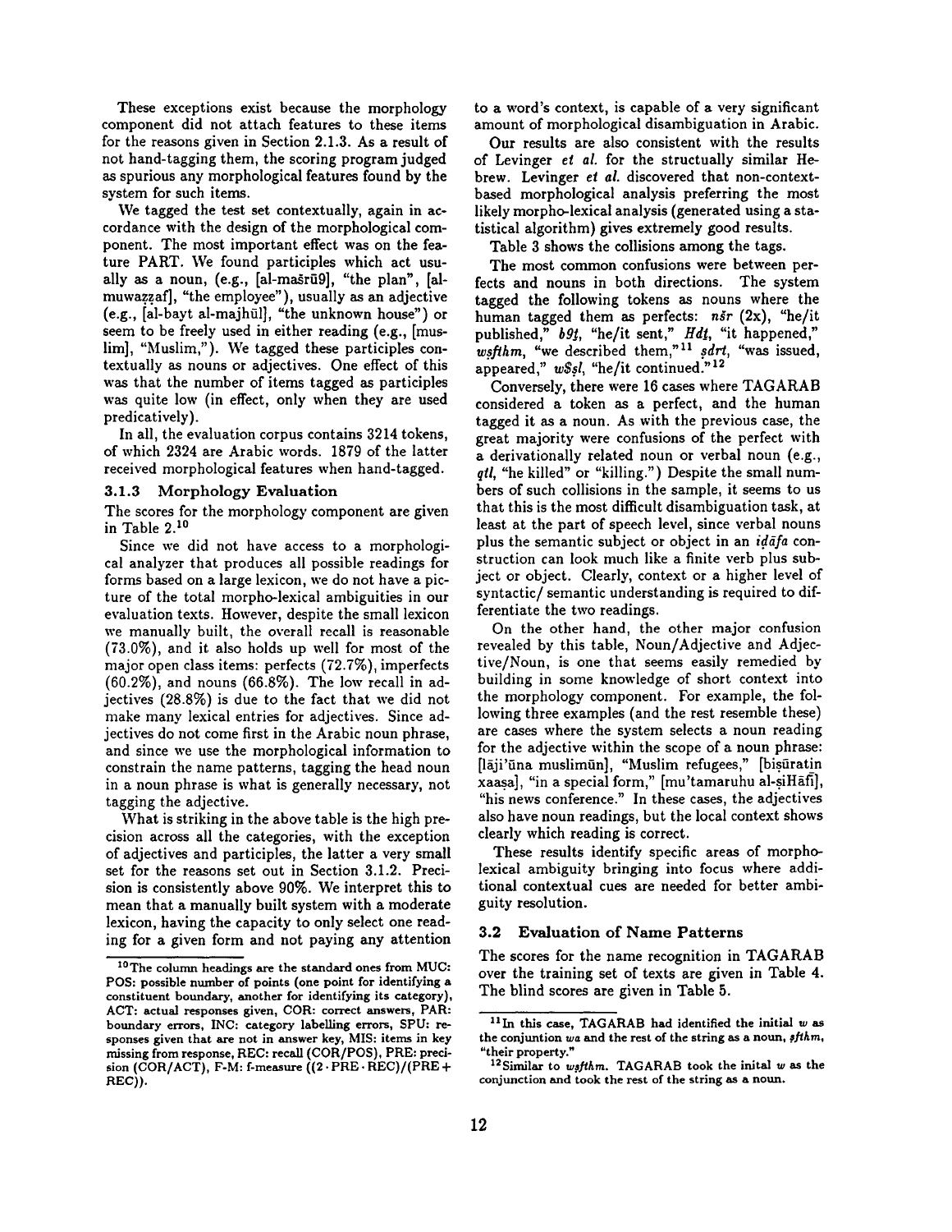These exceptions exist because the morphology component did not attach features to these items for the reasons given in Section 2.1.3. As a result of not hand-tagging them, the scoring program judged as spurious any morphological features found by the system for such items.

We tagged the test set contextually, again in accordance with the design of the morphological component. The most important effect was on the feature PART. We found participles which act usually as a noun, (e.g., [al-mašrū9], "the plan", [al-muwaẓẓaf], "the employee"), usually as an adjective (e.g., [al-bayt al-majhūl], "the unknown house") or seem to be freely used in either reading (e.g., [muslim], "Muslim,"). We tagged these participles contextually as nouns or adjectives. One effect of this was that the number of items tagged as participles was quite low (in effect, only when they are used predicatively).

In all, the evaluation corpus contains 3214 tokens, of which 2324 are Arabic words. 1879 of the latter received morphological features when hand-tagged.

### 3.1.3 Morphology Evaluation

The scores for the morphology component are given in Table 2.[10]

Since we did not have access to a morphological analyzer that produces all possible readings for forms based on a large lexicon, we do not have a picture of the total morpho-lexical ambiguities in our evaluation texts. However, despite the small lexicon we manually built, the overall recall is reasonable (73.0%), and it also holds up well for most of the major open class items: perfects (72.7%), imperfects (60.2%), and nouns (66.8%). The low recall in adjectives (28.8%) is due to the fact that we did not make many lexical entries for adjectives. Since adjectives do not come first in the Arabic noun phrase, and since we use the morphological information to constrain the name patterns, tagging the head noun in a noun phrase is what is generally necessary, not tagging the adjective.

What is striking in the above table is the high precision across all the categories, with the exception of adjectives and participles, the latter a very small set for the reasons set out in Section 3.1.2. Precision is consistently above 90%. We interpret this to mean that a manually built system with a moderate lexicon, having the capacity to only select one reading for a given form and not paying any attention to a word's context, is capable of a very significant amount of morphological disambiguation in Arabic.

Our results are also consistent with the results of Levinger *et al.* for the structually similar Hebrew. Levinger *et al.* discovered that non-context-based morphological analysis preferring the most likely morpho-lexical analysis (generated using a statistical algorithm) gives extremely good results.

Table 3 shows the collisions among the tags.

The most common confusions were between perfects and nouns in both directions. The system tagged the following tokens as nouns where the human tagged them as perfects: *nšr* (2x), "he/it published," *b9ṯ*, "he/it sent," *Hdṯ*, "it happened," *wṣfthm*, "we described them,"[11] *ṣdrt*, "was issued, appeared," *w$ṣl*, "he/it continued."[12]

Conversely, there were 16 cases where TAGARAB considered a token as a perfect, and the human tagged it as a noun. As with the previous case, the great majority were confusions of the perfect with a derivationally related noun or verbal noun (e.g., *qtl*, "he killed" or "killing.") Despite the small numbers of such collisions in the sample, it seems to us that this is the most difficult disambiguation task, at least at the part of speech level, since verbal nouns plus the semantic subject or object in an *iḍāfa* construction can look much like a finite verb plus subject or object. Clearly, context or a higher level of syntactic/ semantic understanding is required to differentiate the two readings.

On the other hand, the other major confusion revealed by this table, Noun/Adjective and Adjective/Noun, is one that seems easily remedied by building in some knowledge of short context into the morphology component. For example, the following three examples (and the rest resemble these) are cases where the system selects a noun reading for the adjective within the scope of a noun phrase: [lāji'ūna muslimūn], "Muslim refugees," [biṣūratin xaaṣa], "in a special form," [mu'tamaruhu al-ṣiHāfī], "his news conference." In these cases, the adjectives also have noun readings, but the local context shows clearly which reading is correct.

These results identify specific areas of morpho-lexical ambiguity bringing into focus where additional contextual cues are needed for better ambiguity resolution.

## 3.2 Evaluation of Name Patterns

The scores for the name recognition in TAGARAB over the training set of texts are given in Table 4. The blind scores are given in Table 5.

---

[10] The column headings are the standard ones from MUC: POS: possible number of points (one point for identifying a constituent boundary, another for identifying its category), ACT: actual responses given, COR: correct answers, PAR: boundary errors, INC: category labelling errors, SPU: responses given that are not in answer key, MIS: items in key missing from response, REC: recall (COR/POS), PRE: precision (COR/ACT), F-M: f-measure $((2 \cdot \text{PRE} \cdot \text{REC})/(\text{PRE} + \text{REC}))$.

[11] In this case, TAGARAB had identified the initial *w* as the conjuntion *wa* and the rest of the string as a noun, *ṣfthm*, "their property."

[12] Similar to *wṣfthm*. TAGARAB took the inital *w* as the conjunction and took the rest of the string as a noun.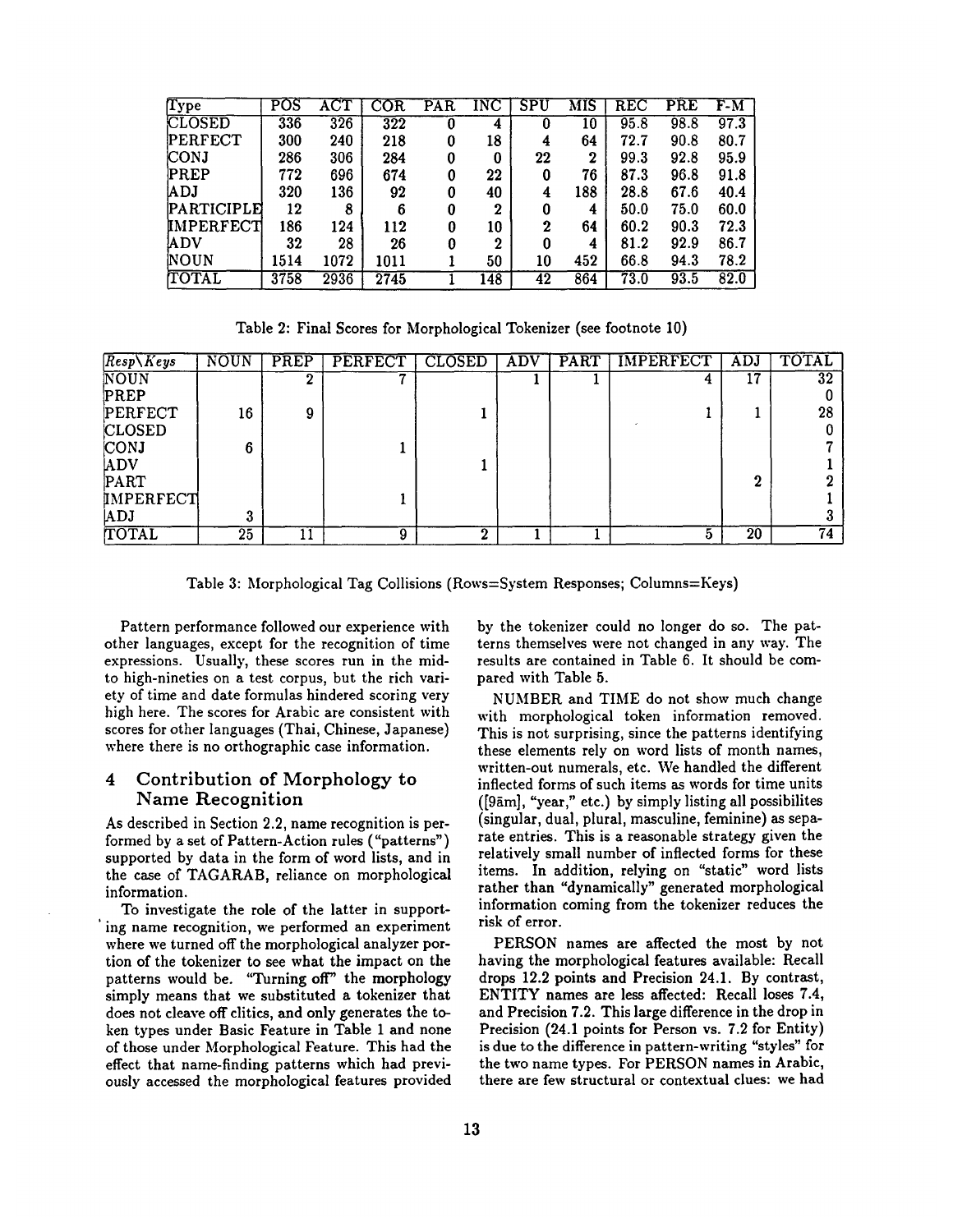| Type | POS | ACT | COR | PAR | INC | SPU | MIS | REC | PRE | F-M |
|---|---|---|---|---|---|---|---|---|---|---|
| CLOSED | 336 | 326 | 322 | 0 | 4 | 0 | 10 | 95.8 | 98.8 | 97.3 |
| PERFECT | 300 | 240 | 218 | 0 | 18 | 4 | 64 | 72.7 | 90.8 | 80.7 |
| CONJ | 286 | 306 | 284 | 0 | 0 | 22 | 2 | 99.3 | 92.8 | 95.9 |
| PREP | 772 | 696 | 674 | 0 | 22 | 0 | 76 | 87.3 | 96.8 | 91.8 |
| ADJ | 320 | 136 | 92 | 0 | 40 | 4 | 188 | 28.8 | 67.6 | 40.4 |
| PARTICIPLE | 12 | 8 | 6 | 0 | 2 | 0 | 4 | 50.0 | 75.0 | 60.0 |
| IMPERFECT | 186 | 124 | 112 | 0 | 10 | 2 | 64 | 60.2 | 90.3 | 72.3 |
| ADV | 32 | 28 | 26 | 0 | 2 | 0 | 4 | 81.2 | 92.9 | 86.7 |
| NOUN | 1514 | 1072 | 1011 | 1 | 50 | 10 | 452 | 66.8 | 94.3 | 78.2 |
| TOTAL | 3758 | 2936 | 2745 | 1 | 148 | 42 | 864 | 73.0 | 93.5 | 82.0 |

Table 2: Final Scores for Morphological Tokenizer (see footnote 10)

| *Resp\Keys* | NOUN | PREP | PERFECT | CLOSED | ADV | PART | IMPERFECT | ADJ | TOTAL |
|---|---|---|---|---|---|---|---|---|---|
| NOUN | | 2 | 7 | | 1 | 1 | 4 | 17 | 32 |
| PREP | | | | | | | | | 0 |
| PERFECT | 16 | 9 | | 1 | | | 1 | 1 | 28 |
| CLOSED | | | | | | | | | 0 |
| CONJ | 6 | | 1 | | | | | | 7 |
| ADV | | | | 1 | | | | | 1 |
| PART | | | | | | | | 2 | 2 |
| IMPERFECT | | | 1 | | | | | | 1 |
| ADJ | 3 | | | | | | | | 3 |
| TOTAL | 25 | 11 | 9 | 2 | 1 | 1 | 5 | 20 | 74 |

Table 3: Morphological Tag Collisions (Rows=System Responses; Columns=Keys)

Pattern performance followed our experience with other languages, except for the recognition of time expressions. Usually, these scores run in the mid- to high-nineties on a test corpus, but the rich variety of time and date formulas hindered scoring very high here. The scores for Arabic are consistent with scores for other languages (Thai, Chinese, Japanese) where there is no orthographic case information.

## 4 Contribution of Morphology to Name Recognition

As described in Section 2.2, name recognition is performed by a set of Pattern-Action rules ("patterns") supported by data in the form of word lists, and in the case of TAGARAB, reliance on morphological information.

To investigate the role of the latter in supporting name recognition, we performed an experiment where we turned off the morphological analyzer portion of the tokenizer to see what the impact on the patterns would be. "Turning off" the morphology simply means that we substituted a tokenizer that does not cleave off clitics, and only generates the token types under Basic Feature in Table 1 and none of those under Morphological Feature. This had the effect that name-finding patterns which had previously accessed the morphological features provided by the tokenizer could no longer do so. The patterns themselves were not changed in any way. The results are contained in Table 6. It should be compared with Table 5.

NUMBER and TIME do not show much change with morphological token information removed. This is not surprising, since the patterns identifying these elements rely on word lists of month names, written-out numerals, etc. We handled the different inflected forms of such items as words for time units ([9ām], "year," etc.) by simply listing all possibilites (singular, dual, plural, masculine, feminine) as separate entries. This is a reasonable strategy given the relatively small number of inflected forms for these items. In addition, relying on "static" word lists rather than "dynamically" generated morphological information coming from the tokenizer reduces the risk of error.

PERSON names are affected the most by not having the morphological features available: Recall drops 12.2 points and Precision 24.1. By contrast, ENTITY names are less affected: Recall loses 7.4, and Precision 7.2. This large difference in the drop in Precision (24.1 points for Person vs. 7.2 for Entity) is due to the difference in pattern-writing "styles" for the two name types. For PERSON names in Arabic, there are few structural or contextual clues: we had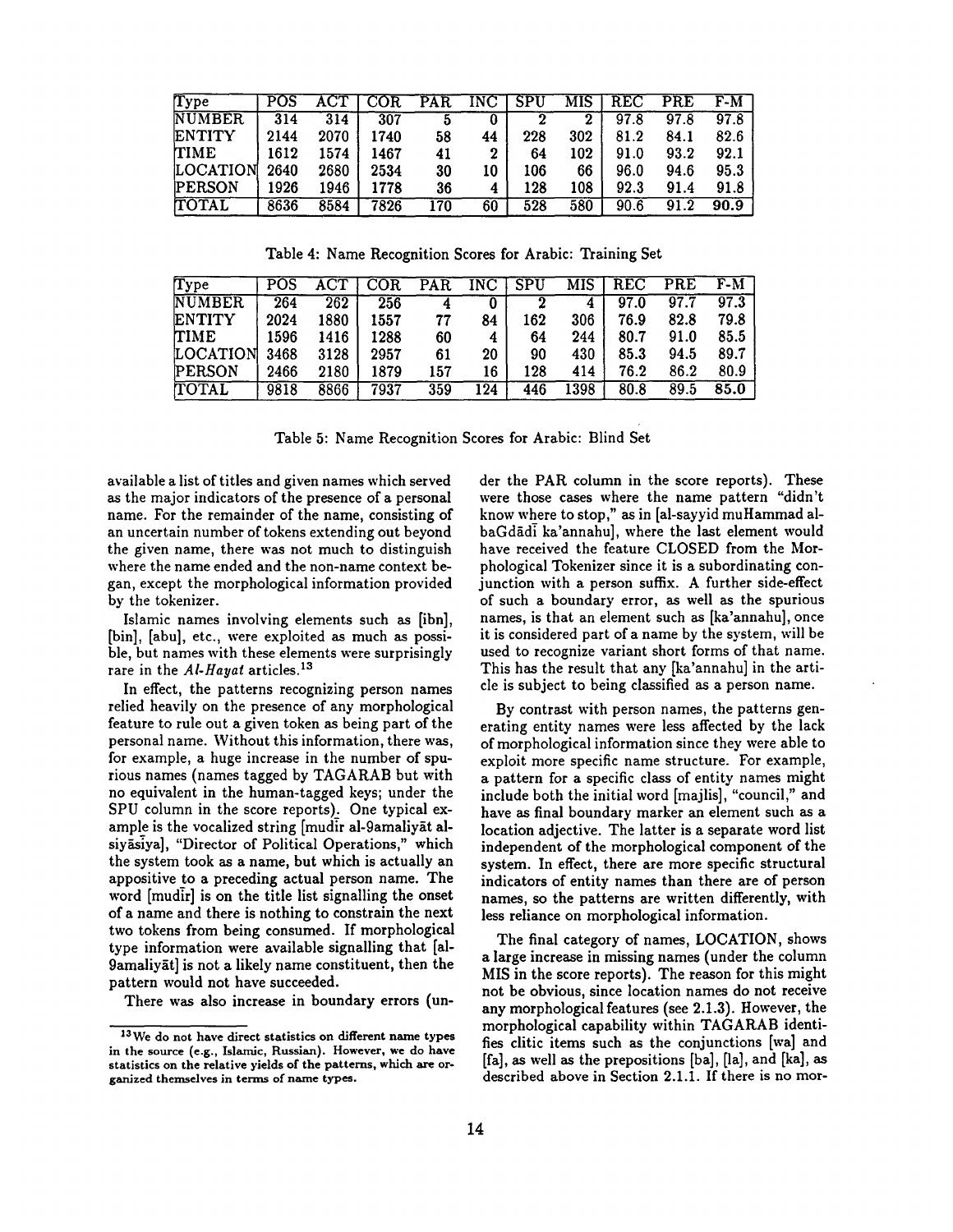| Type | POS | ACT | COR | PAR | INC | SPU | MIS | REC | PRE | F-M |
|---|---|---|---|---|---|---|---|---|---|---|
| NUMBER | 314 | 314 | 307 | 5 | 0 | 2 | 2 | 97.8 | 97.8 | 97.8 |
| ENTITY | 2144 | 2070 | 1740 | 58 | 44 | 228 | 302 | 81.2 | 84.1 | 82.6 |
| TIME | 1612 | 1574 | 1467 | 41 | 2 | 64 | 102 | 91.0 | 93.2 | 92.1 |
| LOCATION | 2640 | 2680 | 2534 | 30 | 10 | 106 | 66 | 96.0 | 94.6 | 95.3 |
| PERSON | 1926 | 1946 | 1778 | 36 | 4 | 128 | 108 | 92.3 | 91.4 | 91.8 |
| TOTAL | 8636 | 8584 | 7826 | 170 | 60 | 528 | 580 | 90.6 | 91.2 | **90.9** |

Table 4: Name Recognition Scores for Arabic: Training Set

| Type | POS | ACT | COR | PAR | INC | SPU | MIS | REC | PRE | F-M |
|---|---|---|---|---|---|---|---|---|---|---|
| NUMBER | 264 | 262 | 256 | 4 | 0 | 2 | 4 | 97.0 | 97.7 | 97.3 |
| ENTITY | 2024 | 1880 | 1557 | 77 | 84 | 162 | 306 | 76.9 | 82.8 | 79.8 |
| TIME | 1596 | 1416 | 1288 | 60 | 4 | 64 | 244 | 80.7 | 91.0 | 85.5 |
| LOCATION | 3468 | 3128 | 2957 | 61 | 20 | 90 | 430 | 85.3 | 94.5 | 89.7 |
| PERSON | 2466 | 2180 | 1879 | 157 | 16 | 128 | 414 | 76.2 | 86.2 | 80.9 |
| TOTAL | 9818 | 8866 | 7937 | 359 | 124 | 446 | 1398 | 80.8 | 89.5 | **85.0** |

Table 5: Name Recognition Scores for Arabic: Blind Set

available a list of titles and given names which served as the major indicators of the presence of a personal name. For the remainder of the name, consisting of an uncertain number of tokens extending out beyond the given name, there was not much to distinguish where the name ended and the non-name context began, except the morphological information provided by the tokenizer.

Islamic names involving elements such as [ibn], [bin], [abu], etc., were exploited as much as possible, but names with these elements were surprisingly rare in the *Al-Hayat* articles.[13]

In effect, the patterns recognizing person names relied heavily on the presence of any morphological feature to rule out a given token as being part of the personal name. Without this information, there was, for example, a huge increase in the number of spurious names (names tagged by TAGARAB but with no equivalent in the human-tagged keys; under the SPU column in the score reports). One typical example is the vocalized string [mudīr al-9amaliyāt al-siyāsiya], "Director of Political Operations," which the system took as a name, but which is actually an appositive to a preceding actual person name. The word [mudīr] is on the title list signalling the onset of a name and there is nothing to constrain the next two tokens from being consumed. If morphological type information were available signalling that [al-9amaliyāt] is not a likely name constituent, then the pattern would not have succeeded.

There was also increase in boundary errors (under the PAR column in the score reports). These were those cases where the name pattern "didn't know where to stop," as in [al-sayyid muHammad al-baGdādī ka'annahu], where the last element would have received the feature CLOSED from the Morphological Tokenizer since it is a subordinating conjunction with a person suffix. A further side-effect of such a boundary error, as well as the spurious names, is that an element such as [ka'annahu], once it is considered part of a name by the system, will be used to recognize variant short forms of that name. This has the result that any [ka'annahu] in the article is subject to being classified as a person name.

By contrast with person names, the patterns generating entity names were less affected by the lack of morphological information since they were able to exploit more specific name structure. For example, a pattern for a specific class of entity names might include both the initial word [majlis], "council," and have as final boundary marker an element such as a location adjective. The latter is a separate word list independent of the morphological component of the system. In effect, there are more specific structural indicators of entity names than there are of person names, so the patterns are written differently, with less reliance on morphological information.

The final category of names, LOCATION, shows a large increase in missing names (under the column MIS in the score reports). The reason for this might not be obvious, since location names do not receive any morphological features (see 2.1.3). However, the morphological capability within TAGARAB identifies clitic items such as the conjunctions [wa] and [fa], as well as the prepositions [ba], [la], and [ka], as described above in Section 2.1.1. If there is no mor-

[13] We do not have direct statistics on different name types in the source (e.g., Islamic, Russian). However, we do have statistics on the relative yields of the patterns, which are organized themselves in terms of name types.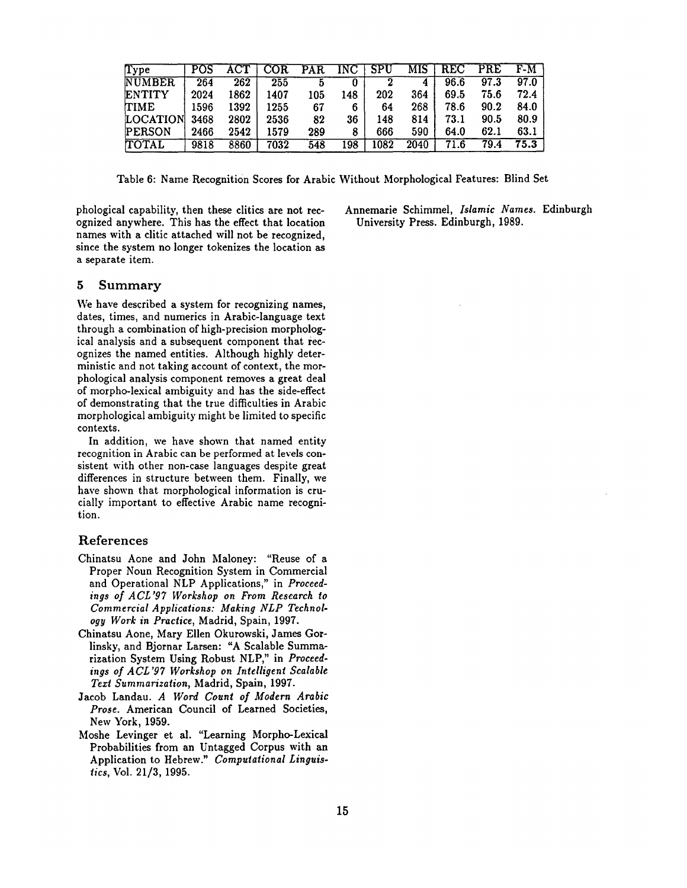| Type | POS | ACT | COR | PAR | INC | SPU | MIS | REC | PRE | F-M |
|---|---|---|---|---|---|---|---|---|---|---|
| NUMBER | 264 | 262 | 255 | 5 | 0 | 2 | 4 | 96.6 | 97.3 | 97.0 |
| ENTITY | 2024 | 1862 | 1407 | 105 | 148 | 202 | 364 | 69.5 | 75.6 | 72.4 |
| TIME | 1596 | 1392 | 1255 | 67 | 6 | 64 | 268 | 78.6 | 90.2 | 84.0 |
| LOCATION | 3468 | 2802 | 2536 | 82 | 36 | 148 | 814 | 73.1 | 90.5 | 80.9 |
| PERSON | 2466 | 2542 | 1579 | 289 | 8 | 666 | 590 | 64.0 | 62.1 | 63.1 |
| TOTAL | 9818 | 8860 | 7032 | 548 | 198 | 1082 | 2040 | 71.6 | 79.4 | 75.3 |

Table 6: Name Recognition Scores for Arabic Without Morphological Features: Blind Set

phological capability, then these clitics are not recognized anywhere. This has the effect that location names with a clitic attached will not be recognized, since the system no longer tokenizes the location as a separate item.

## 5 Summary

We have described a system for recognizing names, dates, times, and numerics in Arabic-language text through a combination of high-precision morphological analysis and a subsequent component that recognizes the named entities. Although highly deterministic and not taking account of context, the morphological analysis component removes a great deal of morpho-lexical ambiguity and has the side-effect of demonstrating that the true difficulties in Arabic morphological ambiguity might be limited to specific contexts.

In addition, we have shown that named entity recognition in Arabic can be performed at levels consistent with other non-case languages despite great differences in structure between them. Finally, we have shown that morphological information is crucially important to effective Arabic name recognition.

## References

Chinatsu Aone and John Maloney: "Reuse of a Proper Noun Recognition System in Commercial and Operational NLP Applications," in *Proceedings of ACL'97 Workshop on From Research to Commercial Applications: Making NLP Technology Work in Practice*, Madrid, Spain, 1997.

Chinatsu Aone, Mary Ellen Okurowski, James Gorlinsky, and Bjornar Larsen: "A Scalable Summarization System Using Robust NLP," in *Proceedings of ACL'97 Workshop on Intelligent Scalable Text Summarization*, Madrid, Spain, 1997.

Jacob Landau. *A Word Count of Modern Arabic Prose.* American Council of Learned Societies, New York, 1959.

Moshe Levinger et al. "Learning Morpho-Lexical Probabilities from an Untagged Corpus with an Application to Hebrew." *Computational Linguistics*, Vol. 21/3, 1995.

Annemarie Schimmel, *Islamic Names.* Edinburgh University Press. Edinburgh, 1989.